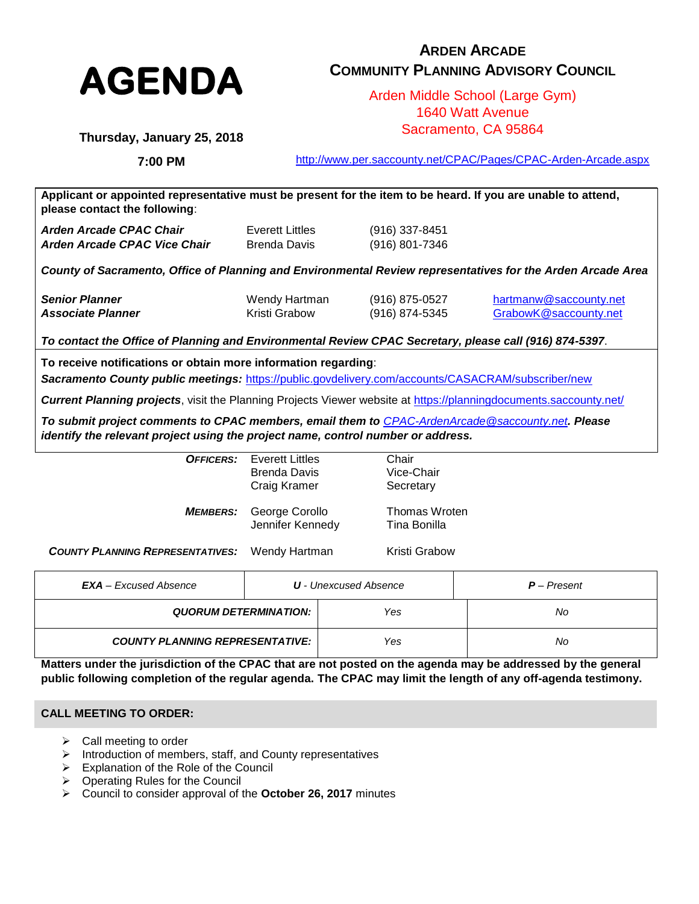# AGENDA

## ARDEN ARCADE COMMUNITY PLANNING ADVISORY COUNCIL

Arden Middle School (Large Gym)
1640 Watt Avenue
Sacramento, CA 95864

**Thursday, January 25, 2018**

**7:00 PM**

http://www.per.saccounty.net/CPAC/Pages/CPAC-Arden-Arcade.aspx

**Applicant or appointed representative must be present for the item to be heard. If you are unable to attend, please contact the following**:

| | | | |
|---|---|---|---|
| ***Arden Arcade CPAC Chair*** | Everett Littles | (916) 337-8451 | |
| ***Arden Arcade CPAC Vice Chair*** | Brenda Davis | (916) 801-7346 | |

***County of Sacramento, Office of Planning and Environmental Review representatives for the Arden Arcade Area***

| | | | |
|---|---|---|---|
| ***Senior Planner*** | Wendy Hartman | (916) 875-0527 | hartmanw@saccounty.net |
| ***Associate Planner*** | Kristi Grabow | (916) 874-5345 | GrabowK@saccounty.net |

***To contact the Office of Planning and Environmental Review CPAC Secretary, please call (916) 874-5397***.

**To receive notifications or obtain more information regarding**:

***Sacramento County public meetings:*** https://public.govdelivery.com/accounts/CASACRAM/subscriber/new

***Current Planning projects***, visit the Planning Projects Viewer website at https://planningdocuments.saccounty.net/

***To submit project comments to CPAC members, email them to*** *CPAC-ArdenArcade@saccounty.net*. ***Please identify the relevant project using the project name, control number or address.***

| | | |
|---|---|---|
| ***OFFICERS:*** | Everett Littles | Chair |
| | Brenda Davis | Vice-Chair |
| | Craig Kramer | Secretary |
| ***MEMBERS:*** | George Corollo | Thomas Wroten |
| | Jennifer Kennedy | Tina Bonilla |
| ***COUNTY PLANNING REPRESENTATIVES:*** | Wendy Hartman | Kristi Grabow |

| ***EXA** – Excused Absence* | ***U** - Unexcused Absence* | ***P** – Present* |
|---|---|---|
| ***QUORUM DETERMINATION:*** | *Yes* | *No* |
| ***COUNTY PLANNING REPRESENTATIVE:*** | *Yes* | *No* |

**Matters under the jurisdiction of the CPAC that are not posted on the agenda may be addressed by the general public following completion of the regular agenda. The CPAC may limit the length of any off-agenda testimony.**

## CALL MEETING TO ORDER:

- Call meeting to order
- Introduction of members, staff, and County representatives
- Explanation of the Role of the Council
- Operating Rules for the Council
- Council to consider approval of the **October 26, 2017** minutes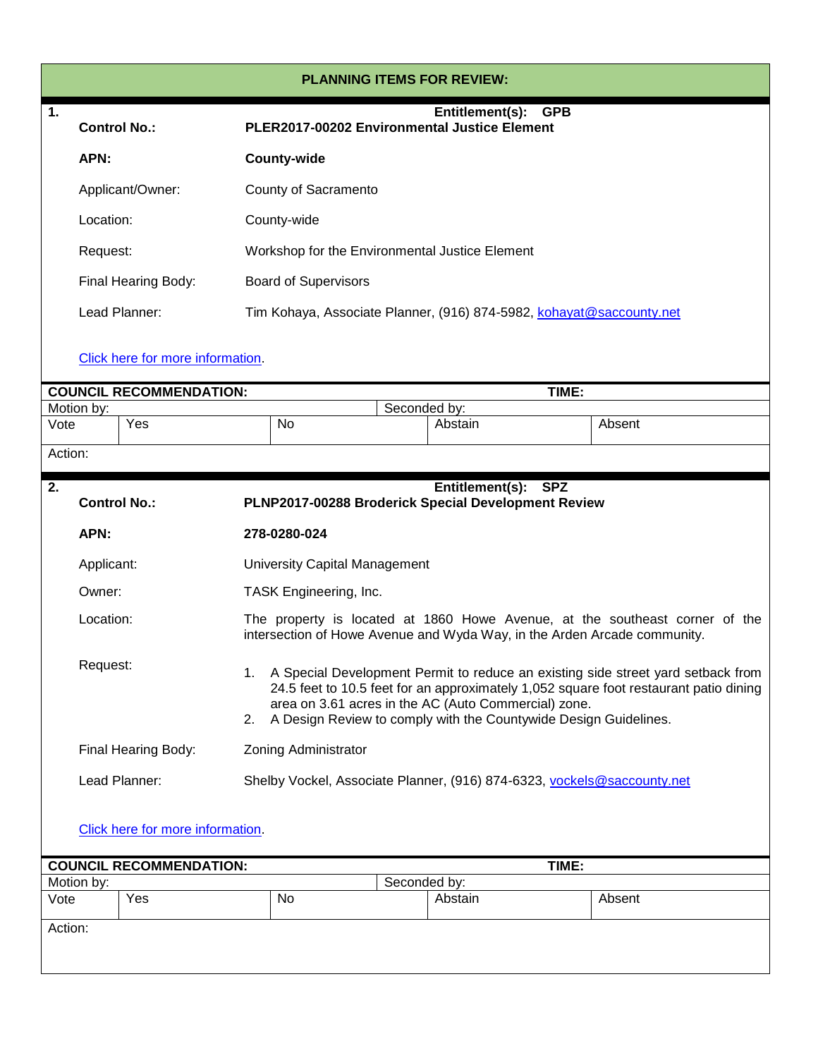## PLANNING ITEMS FOR REVIEW:

**1.**

**Entitlement(s): GPB**

**Control No.:** **PLER2017-00202 Environmental Justice Element**

**APN:** **County-wide**

Applicant/Owner: County of Sacramento

Location: County-wide

Request: Workshop for the Environmental Justice Element

Final Hearing Body: Board of Supervisors

Lead Planner: Tim Kohaya, Associate Planner, (916) 874-5982, kohayat@saccounty.net

Click here for more information.

| COUNCIL RECOMMENDATION: | | | TIME: | |
|---|---|---|---|---|
| Motion by: | | | Seconded by: | |
| Vote | Yes | No | Abstain | Absent |
| Action: | | | | |

**2.**

**Entitlement(s): SPZ**

**Control No.:** **PLNP2017-00288 Broderick Special Development Review**

**APN:** **278-0280-024**

Applicant: University Capital Management

Owner: TASK Engineering, Inc.

Location: The property is located at 1860 Howe Avenue, at the southeast corner of the intersection of Howe Avenue and Wyda Way, in the Arden Arcade community.

Request:

1. A Special Development Permit to reduce an existing side street yard setback from 24.5 feet to 10.5 feet for an approximately 1,052 square foot restaurant patio dining area on 3.61 acres in the AC (Auto Commercial) zone.
2. A Design Review to comply with the Countywide Design Guidelines.

Final Hearing Body: Zoning Administrator

Lead Planner: Shelby Vockel, Associate Planner, (916) 874-6323, vockels@saccounty.net

Click here for more information.

| COUNCIL RECOMMENDATION: | | | TIME: | |
|---|---|---|---|---|
| Motion by: | | | Seconded by: | |
| Vote | Yes | No | Abstain | Absent |
| Action: | | | | |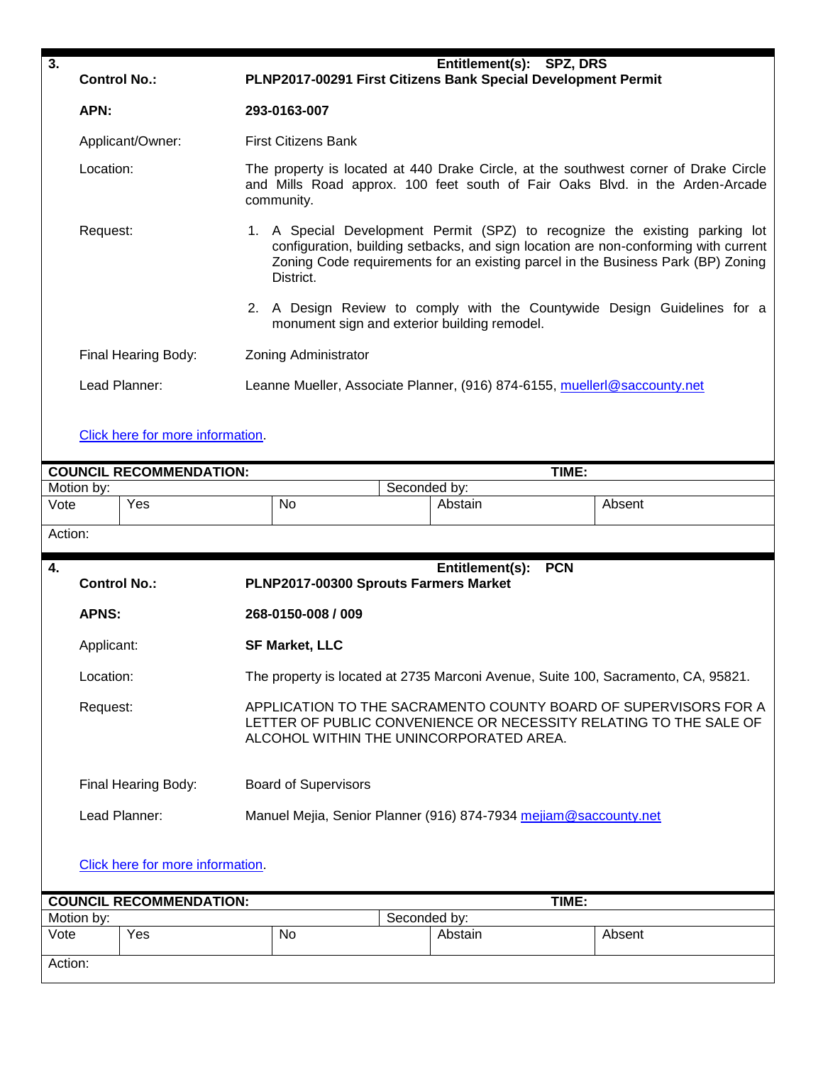**3.** **Entitlement(s): SPZ, DRS**

| | |
|---|---|
| **Control No.:** | **PLNP2017-00291 First Citizens Bank Special Development Permit** |
| **APN:** | **293-0163-007** |
| Applicant/Owner: | First Citizens Bank |
| Location: | The property is located at 440 Drake Circle, at the southwest corner of Drake Circle and Mills Road approx. 100 feet south of Fair Oaks Blvd. in the Arden-Arcade community. |
| Request: | 1. A Special Development Permit (SPZ) to recognize the existing parking lot configuration, building setbacks, and sign location are non-conforming with current Zoning Code requirements for an existing parcel in the Business Park (BP) Zoning District.<br>2. A Design Review to comply with the Countywide Design Guidelines for a monument sign and exterior building remodel. |
| Final Hearing Body: | Zoning Administrator |
| Lead Planner: | Leanne Mueller, Associate Planner, (916) 874-6155, muellerl@saccounty.net |

Click here for more information.

| **COUNCIL RECOMMENDATION:** | | | **TIME:** | |
|---|---|---|---|---|
| Motion by: | | Seconded by: | | |
| Vote | Yes | No | Abstain | Absent |
| Action: | | | | |

**4.** **Entitlement(s): PCN**

| | |
|---|---|
| **Control No.:** | **PLNP2017-00300 Sprouts Farmers Market** |
| **APNS:** | **268-0150-008 / 009** |
| Applicant: | **SF Market, LLC** |
| Location: | The property is located at 2735 Marconi Avenue, Suite 100, Sacramento, CA, 95821. |
| Request: | APPLICATION TO THE SACRAMENTO COUNTY BOARD OF SUPERVISORS FOR A LETTER OF PUBLIC CONVENIENCE OR NECESSITY RELATING TO THE SALE OF ALCOHOL WITHIN THE UNINCORPORATED AREA. |
| Final Hearing Body: | Board of Supervisors |
| Lead Planner: | Manuel Mejia, Senior Planner (916) 874-7934 mejiam@saccounty.net |

Click here for more information.

| **COUNCIL RECOMMENDATION:** | | | **TIME:** | |
|---|---|---|---|---|
| Motion by: | | Seconded by: | | |
| Vote | Yes | No | Abstain | Absent |
| Action: | | | | |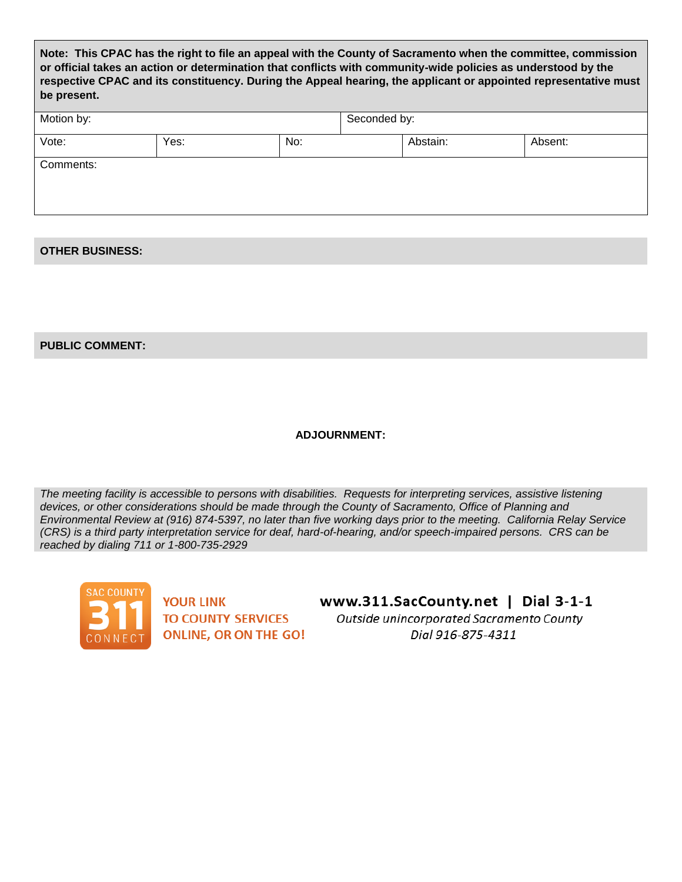| **Note: This CPAC has the right to file an appeal with the County of Sacramento when the committee, commission or official takes an action or determination that conflicts with community-wide policies as understood by the respective CPAC and its constituency. During the Appeal hearing, the applicant or appointed representative must be present.** | | | | |
|---|---|---|---|---|
| Motion by: | | | Seconded by: | |
| Vote: | Yes: | No: | Abstain: | Absent: |
| Comments: | | | | |

**OTHER BUSINESS:**

**PUBLIC COMMENT:**

**ADJOURNMENT:**

*The meeting facility is accessible to persons with disabilities. Requests for interpreting services, assistive listening devices, or other considerations should be made through the County of Sacramento, Office of Planning and Environmental Review at (916) 874-5397, no later than five working days prior to the meeting. California Relay Service (CRS) is a third party interpretation service for deaf, hard-of-hearing, and/or speech-impaired persons. CRS can be reached by dialing 711 or 1-800-735-2929*

SAC COUNTY 311 CONNECT

YOUR LINK TO COUNTY SERVICES ONLINE, OR ON THE GO!

**www.311.SacCounty.net | Dial 3-1-1**

*Outside unincorporated Sacramento County*
*Dial 916-875-4311*